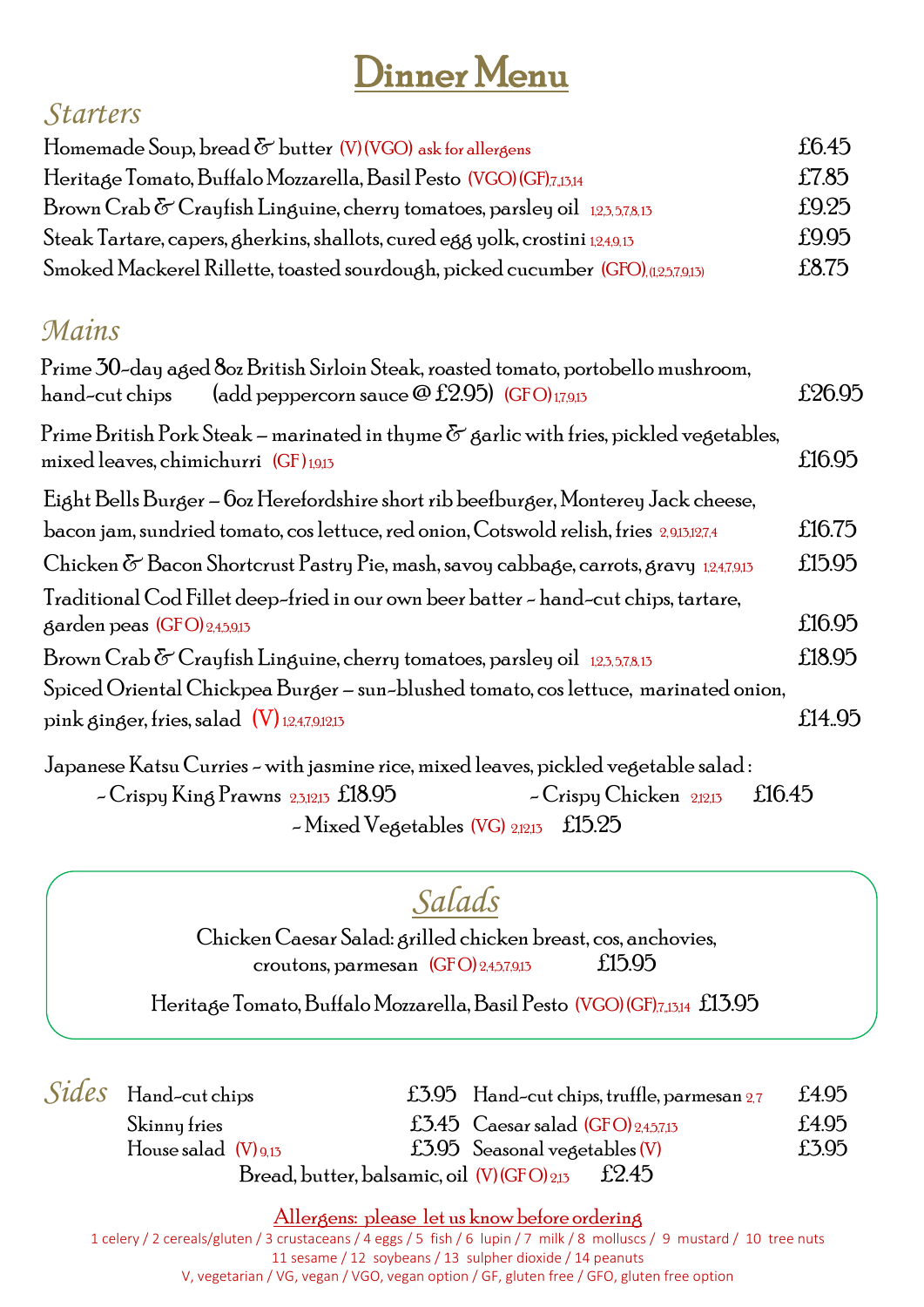# Dinner Menu

## *Starters*

Homemade Soup, bread & butter (V) (VGO) ask for allergens — £6.45

Heritage Tomato, Buffalo Mozzarella, Basil Pesto (VGO) (GF) 7,13,14 — £7.85

Brown Crab & Crayfish Linguine, cherry tomatoes, parsley oil 1,2,3,5,7,8,13 — £9.25

Steak Tartare, capers, gherkins, shallots, cured egg yolk, crostini 1,2,4,9,13 — £9.95

Smoked Mackerel Rillette, toasted sourdough, picked cucumber (GFO) (1,2,5,7,9,13) — £8.75

## *Mains*

Prime 30-day aged 8oz British Sirloin Steak, roasted tomato, portobello mushroom, hand-cut chips (add peppercorn sauce @ £2.95) (GFO) 1,7,9,13 — £26.95

Prime British Pork Steak – marinated in thyme & garlic with fries, pickled vegetables, mixed leaves, chimichurri (GF) 1,9,13 — £16.95

Eight Bells Burger – 6oz Herefordshire short rib beefburger, Monterey Jack cheese, bacon jam, sundried tomato, cos lettuce, red onion, Cotswold relish, fries 2,9,13,12,7,4 — £16.75

Chicken & Bacon Shortcrust Pastry Pie, mash, savoy cabbage, carrots, gravy 1,2,4,7,9,13 — £15.95

Traditional Cod Fillet deep-fried in our own beer batter - hand-cut chips, tartare, garden peas (GFO) 2,4,5,9,13 — £16.95

Brown Crab & Crayfish Linguine, cherry tomatoes, parsley oil 1,2,3,5,7,8,13 — £18.95

Spiced Oriental Chickpea Burger – sun-blushed tomato, cos lettuce, marinated onion, pink ginger, fries, salad (V) 1,2,4,7,9,12,13 — £14..95

Japanese Katsu Curries - with jasmine rice, mixed leaves, pickled vegetable salad :

- Crispy King Prawns 2,3,12,13 £18.95
- Crispy Chicken 2,12,13 £16.45
- Mixed Vegetables (VG) 2,12,13 £15.25

## *Salads*

Chicken Caesar Salad: grilled chicken breast, cos, anchovies, croutons, parmesan (GFO) 2,4,5,7,9,13 — £15.95

Heritage Tomato, Buffalo Mozzarella, Basil Pesto (VGO) (GF) 7,13,14 — £13.95

## *Sides*

Hand-cut chips — £3.95

Skinny fries — £3.45

House salad (V) 9,13 — £3.95

Hand-cut chips, truffle, parmesan 2,7 — £4.95

Caesar salad (GFO) 2,4,5,7,13 — £4.95

Seasonal vegetables (V) — £3.95

Bread, butter, balsamic, oil (V) (GFO) 2,13 — £2.45

**Allergens: please let us know before ordering**

1 celery / 2 cereals/gluten / 3 crustaceans / 4 eggs / 5 fish / 6 lupin / 7 milk / 8 molluscs / 9 mustard / 10 tree nuts
11 sesame / 12 soybeans / 13 sulpher dioxide / 14 peanuts
V, vegetarian / VG, vegan / VGO, vegan option / GF, gluten free / GFO, gluten free option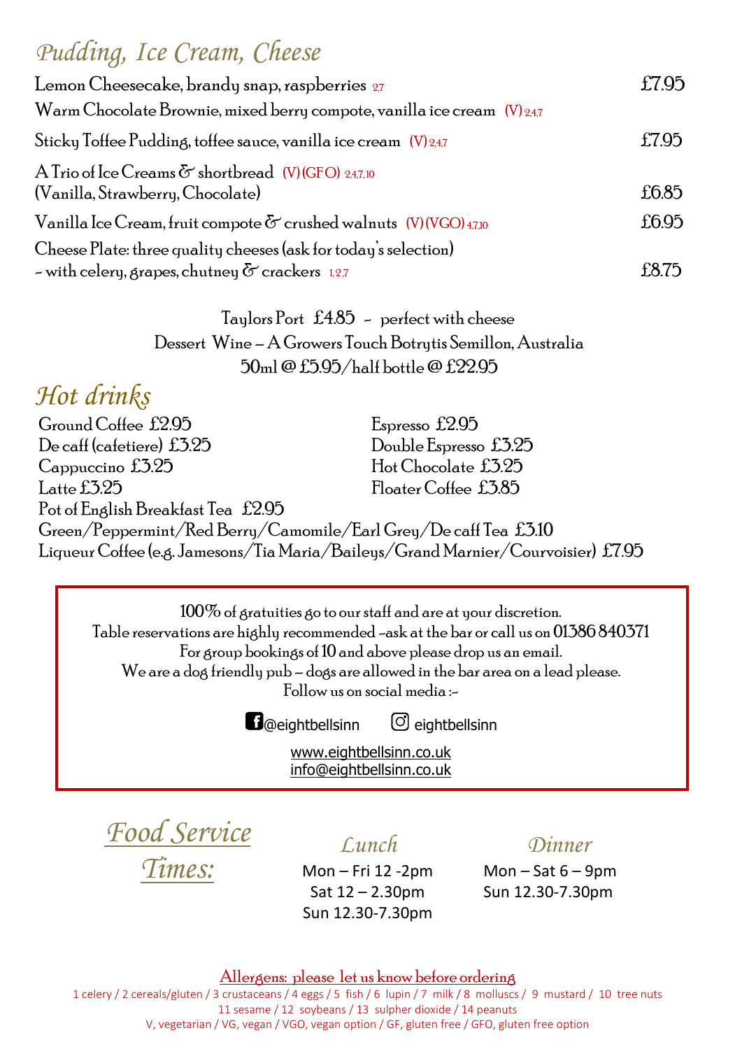## Pudding, Ice Cream, Cheese

| | |
|---|---|
| Lemon Cheesecake, brandy snap, raspberries 2,7 | £7.95 |
| Warm Chocolate Brownie, mixed berry compote, vanilla ice cream (V) 2,4,7 | |
| Sticky Toffee Pudding, toffee sauce, vanilla ice cream (V) 2,4,7 | £7.95 |
| A Trio of Ice Creams & shortbread (V)(GFO) 2,4,7,10 (Vanilla, Strawberry, Chocolate) | £6.85 |
| Vanilla Ice Cream, fruit compote & crushed walnuts (V)(VGO) 4,7,10 | £6.95 |
| Cheese Plate: three quality cheeses (ask for today's selection) ~ with celery, grapes, chutney & crackers 1,2,7 | £8.75 |

Taylors Port £4.85 ~ perfect with cheese
Dessert Wine – A Growers Touch Botrytis Semillon, Australia
50ml @ £5.95/half bottle @ £22.95

## Hot drinks

Ground Coffee £2.95
De caff (cafetiere) £3.25
Cappuccino £3.25
Latte £3.25
Espresso £2.95
Double Espresso £3.25
Hot Chocolate £3.25
Floater Coffee £3.85
Pot of English Breakfast Tea £2.95
Green/Peppermint/Red Berry/Camomile/Earl Grey/De caff Tea £3.10
Liqueur Coffee (e.g. Jamesons/Tia Maria/Baileys/Grand Marnier/Courvoisier) £7.95

100% of gratuities go to our staff and are at your discretion.
Table reservations are highly recommended ~ask at the bar or call us on 01386 840371
For group bookings of 10 and above please drop us an email.
We are a dog friendly pub – dogs are allowed in the bar area on a lead please.
Follow us on social media :~

@eightbellsinn eightbellsinn

www.eightbellsinn.co.uk
info@eightbellsinn.co.uk

## Food Service Times:

| Lunch | Dinner |
|---|---|
| Mon – Fri 12 -2pm | Mon – Sat 6 – 9pm |
| Sat 12 – 2.30pm | Sun 12.30-7.30pm |
| Sun 12.30-7.30pm | |

**Allergens: please let us know before ordering**

1 celery / 2 cereals/gluten / 3 crustaceans / 4 eggs / 5 fish / 6 lupin / 7 milk / 8 molluscs / 9 mustard / 10 tree nuts
11 sesame / 12 soybeans / 13 sulpher dioxide / 14 peanuts
V, vegetarian / VG, vegan / VGO, vegan option / GF, gluten free / GFO, gluten free option